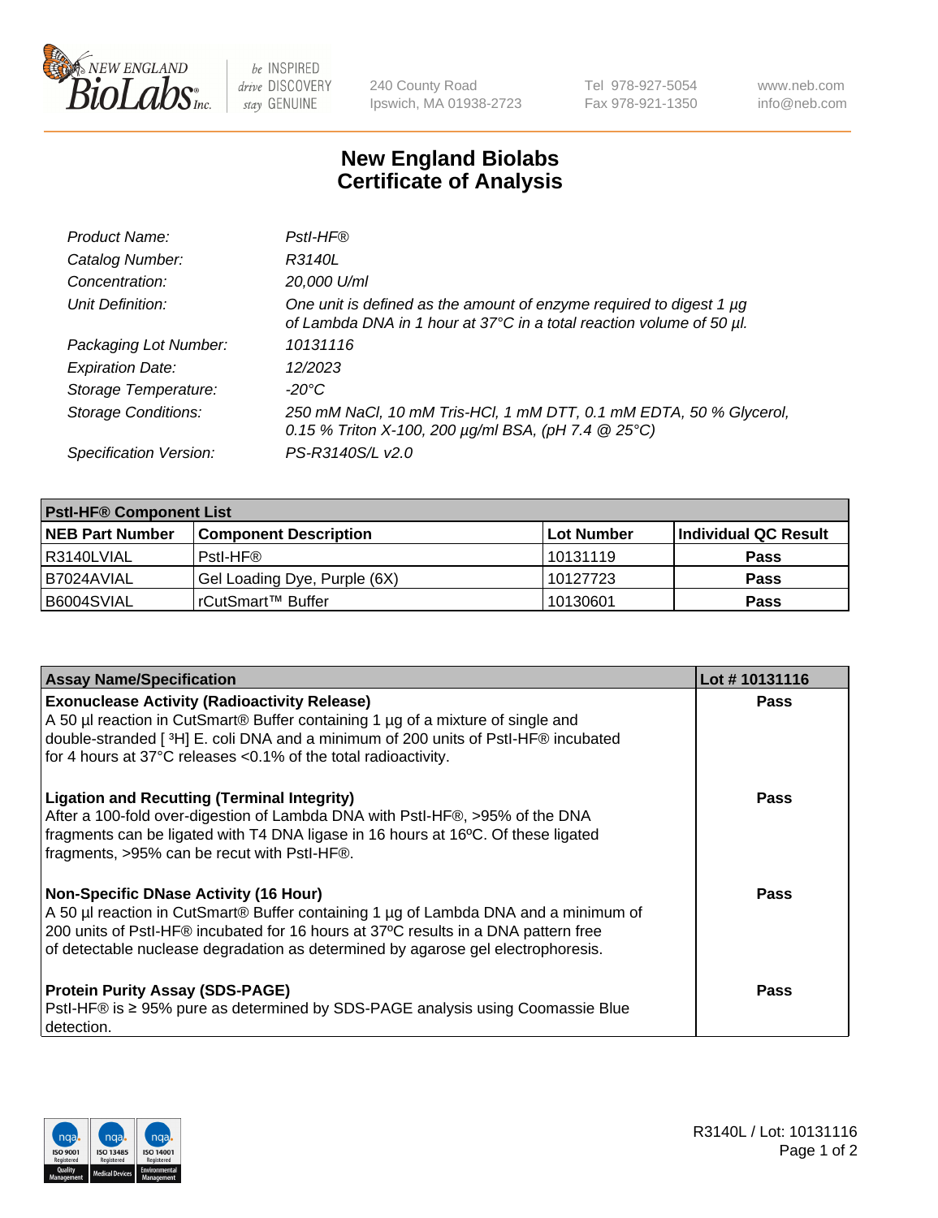# New England Biolabs Certificate of Analysis

| | |
|---|---|
| *Product Name:* | *PstI-HF®* |
| *Catalog Number:* | *R3140L* |
| *Concentration:* | *20,000 U/ml* |
| *Unit Definition:* | *One unit is defined as the amount of enzyme required to digest 1 µg of Lambda DNA in 1 hour at 37°C in a total reaction volume of 50 µl.* |
| *Packaging Lot Number:* | *10131116* |
| *Expiration Date:* | *12/2023* |
| *Storage Temperature:* | *-20°C* |
| *Storage Conditions:* | *250 mM NaCl, 10 mM Tris-HCl, 1 mM DTT, 0.1 mM EDTA, 50 % Glycerol, 0.15 % Triton X-100, 200 µg/ml BSA, (pH 7.4 @ 25°C)* |
| *Specification Version:* | *PS-R3140S/L v2.0* |

| **PstI-HF® Component List** | | | |
|---|---|---|---|
| **NEB Part Number** | **Component Description** | **Lot Number** | **Individual QC Result** |
| R3140LVIAL | PstI-HF® | 10131119 | **Pass** |
| B7024AVIAL | Gel Loading Dye, Purple (6X) | 10127723 | **Pass** |
| B6004SVIAL | rCutSmart™ Buffer | 10130601 | **Pass** |

| **Assay Name/Specification** | **Lot # 10131116** |
|---|---|
| **Exonuclease Activity (Radioactivity Release)** A 50 µl reaction in CutSmart® Buffer containing 1 µg of a mixture of single and double-stranded [ $^{3}$H] E. coli DNA and a minimum of 200 units of PstI-HF® incubated for 4 hours at 37°C releases <0.1% of the total radioactivity. | **Pass** |
| **Ligation and Recutting (Terminal Integrity)** After a 100-fold over-digestion of Lambda DNA with PstI-HF®, >95% of the DNA fragments can be ligated with T4 DNA ligase in 16 hours at 16ºC. Of these ligated fragments, >95% can be recut with PstI-HF®. | **Pass** |
| **Non-Specific DNase Activity (16 Hour)** A 50 µl reaction in CutSmart® Buffer containing 1 µg of Lambda DNA and a minimum of 200 units of PstI-HF® incubated for 16 hours at 37ºC results in a DNA pattern free of detectable nuclease degradation as determined by agarose gel electrophoresis. | **Pass** |
| **Protein Purity Assay (SDS-PAGE)** PstI-HF® is ≥ 95% pure as determined by SDS-PAGE analysis using Coomassie Blue detection. | **Pass** |

R3140L / Lot: 10131116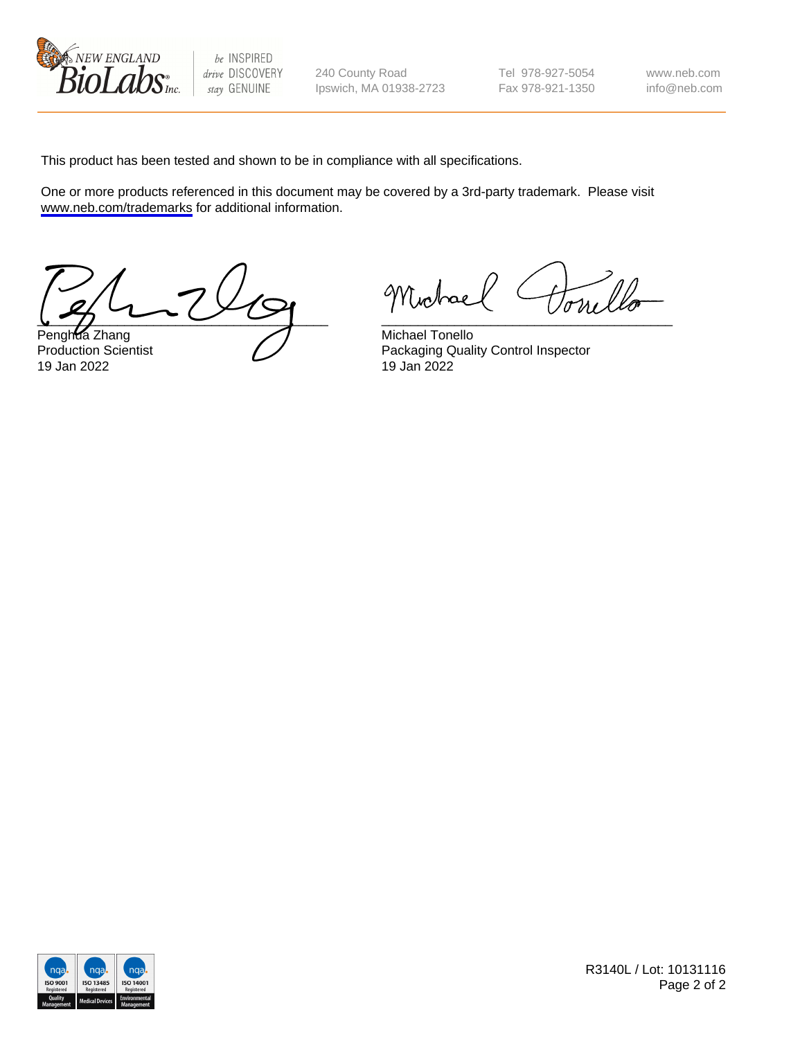This product has been tested and shown to be in compliance with all specifications.

One or more products referenced in this document may be covered by a 3rd-party trademark. Please visit www.neb.com/trademarks for additional information.

Penghua Zhang
Production Scientist
19 Jan 2022

Michael Tonello
Packaging Quality Control Inspector
19 Jan 2022

R3140L / Lot: 10131116